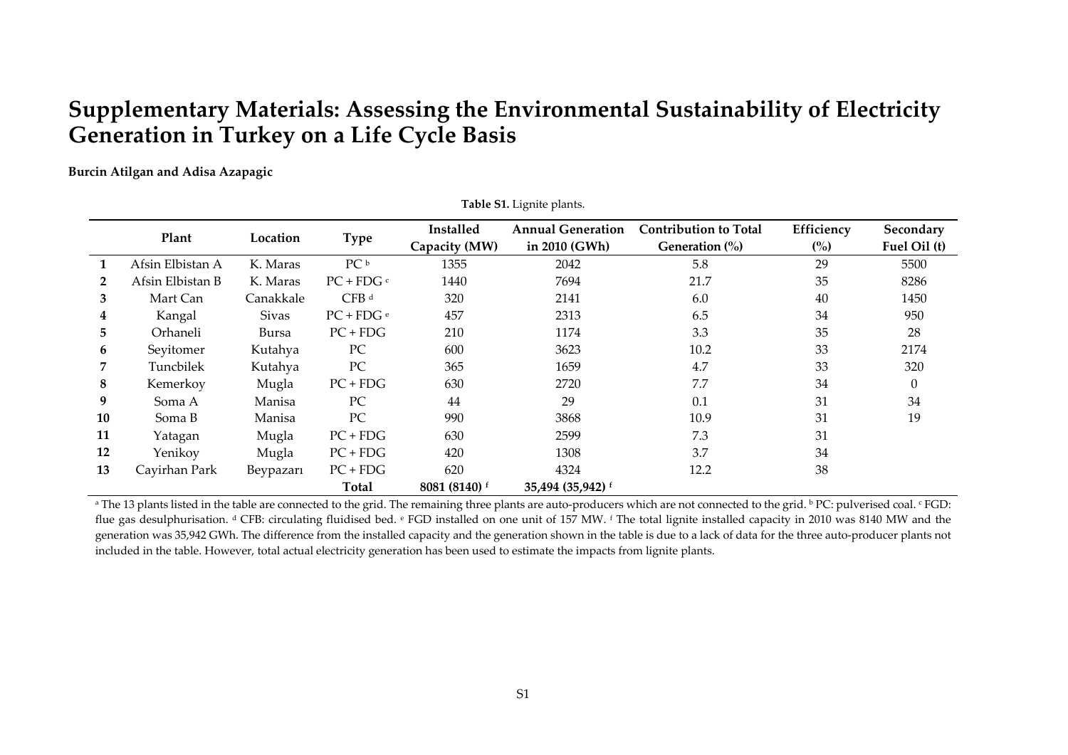# Supplementary Materials: Assessing the Environmental Sustainability of Electricity Generation in Turkey on a Life Cycle Basis

**Burcin Atilgan and Adisa Azapagic**

**Table S1.** Lignite plants.

| | Plant | Location | Type | Installed Capacity (MW) | Annual Generation in 2010 (GWh) | Contribution to Total Generation (%) | Efficiency (%) | Secondary Fuel Oil (t) |
|---|---|---|---|---|---|---|---|---|
| **1** | Afsin Elbistan A | K. Maras | PC [b] | 1355 | 2042 | 5.8 | 29 | 5500 |
| **2** | Afsin Elbistan B | K. Maras | PC + FDG [c] | 1440 | 7694 | 21.7 | 35 | 8286 |
| **3** | Mart Can | Canakkale | CFB [d] | 320 | 2141 | 6.0 | 40 | 1450 |
| **4** | Kangal | Sivas | PC + FDG [e] | 457 | 2313 | 6.5 | 34 | 950 |
| **5** | Orhaneli | Bursa | PC + FDG | 210 | 1174 | 3.3 | 35 | 28 |
| **6** | Seyitomer | Kutahya | PC | 600 | 3623 | 10.2 | 33 | 2174 |
| **7** | Tuncbilek | Kutahya | PC | 365 | 1659 | 4.7 | 33 | 320 |
| **8** | Kemerkoy | Mugla | PC + FDG | 630 | 2720 | 7.7 | 34 | 0 |
| **9** | Soma A | Manisa | PC | 44 | 29 | 0.1 | 31 | 34 |
| **10** | Soma B | Manisa | PC | 990 | 3868 | 10.9 | 31 | 19 |
| **11** | Yatagan | Mugla | PC + FDG | 630 | 2599 | 7.3 | 31 | |
| **12** | Yenikoy | Mugla | PC + FDG | 420 | 1308 | 3.7 | 34 | |
| **13** | Cayirhan Park | Beypazarı | PC + FDG | 620 | 4324 | 12.2 | 38 | |
| | | | **Total** | **8081 (8140)** [f] | **35,494 (35,942)** [f] | | | |

[a] The 13 plants listed in the table are connected to the grid. The remaining three plants are auto-producers which are not connected to the grid. [b] PC: pulverised coal. [c] FGD: flue gas desulphurisation. [d] CFB: circulating fluidised bed. [e] FGD installed on one unit of 157 MW. [f] The total lignite installed capacity in 2010 was 8140 MW and the generation was 35,942 GWh. The difference from the installed capacity and the generation shown in the table is due to a lack of data for the three auto-producer plants not included in the table. However, total actual electricity generation has been used to estimate the impacts from lignite plants.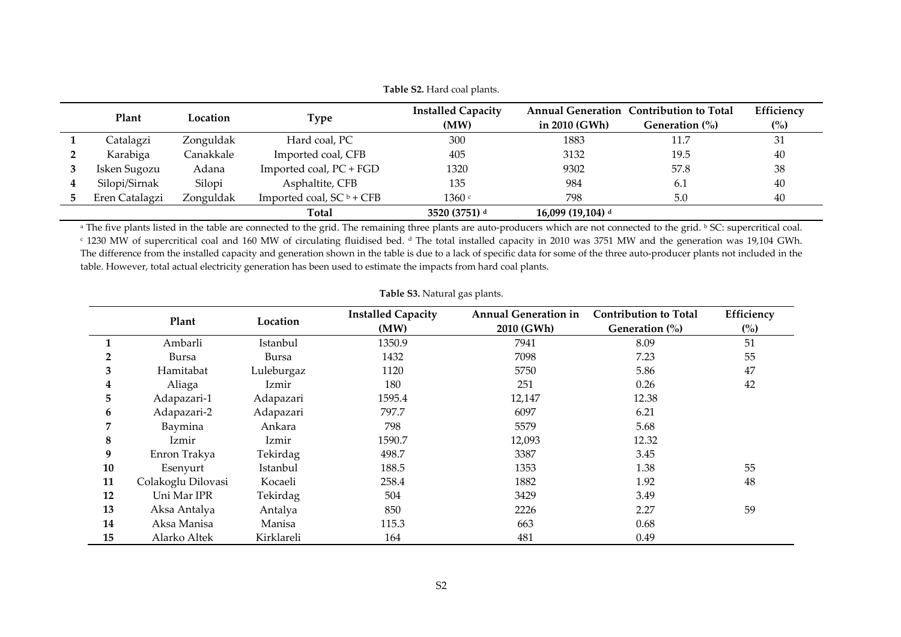**Table S2.** Hard coal plants.

| | Plant | Location | Type | Installed Capacity (MW) | Annual Generation in 2010 (GWh) | Contribution to Total Generation (%) | Efficiency (%) |
|---|---|---|---|---|---|---|---|
| **1** | Catalagzi | Zonguldak | Hard coal, PC | 300 | 1883 | 11.7 | 31 |
| **2** | Karabiga | Canakkale | Imported coal, CFB | 405 | 3132 | 19.5 | 40 |
| **3** | Isken Sugozu | Adana | Imported coal, PC + FGD | 1320 | 9302 | 57.8 | 38 |
| **4** | Silopi/Sirnak | Silopi | Asphaltite, CFB | 135 | 984 | 6.1 | 40 |
| **5** | Eren Catalagzi | Zonguldak | Imported coal, SC [b] + CFB | 1360 [c] | 798 | 5.0 | 40 |
| | | | **Total** | **3520 (3751) [d]** | **16,099 (19,104) [d]** | | |

[a] The five plants listed in the table are connected to the grid. The remaining three plants are auto-producers which are not connected to the grid. [b] SC: supercritical coal. [c] 1230 MW of supercritical coal and 160 MW of circulating fluidised bed. [d] The total installed capacity in 2010 was 3751 MW and the generation was 19,104 GWh. The difference from the installed capacity and generation shown in the table is due to a lack of specific data for some of the three auto-producer plants not included in the table. However, total actual electricity generation has been used to estimate the impacts from hard coal plants.

**Table S3.** Natural gas plants.

| | Plant | Location | Installed Capacity (MW) | Annual Generation in 2010 (GWh) | Contribution to Total Generation (%) | Efficiency (%) |
|---|---|---|---|---|---|---|
| **1** | Ambarli | Istanbul | 1350.9 | 7941 | 8.09 | 51 |
| **2** | Bursa | Bursa | 1432 | 7098 | 7.23 | 55 |
| **3** | Hamitabat | Luleburgaz | 1120 | 5750 | 5.86 | 47 |
| **4** | Aliaga | Izmir | 180 | 251 | 0.26 | 42 |
| **5** | Adapazari-1 | Adapazari | 1595.4 | 12,147 | 12.38 | |
| **6** | Adapazari-2 | Adapazari | 797.7 | 6097 | 6.21 | |
| **7** | Baymina | Ankara | 798 | 5579 | 5.68 | |
| **8** | Izmir | Izmir | 1590.7 | 12,093 | 12.32 | |
| **9** | Enron Trakya | Tekirdag | 498.7 | 3387 | 3.45 | |
| **10** | Esenyurt | Istanbul | 188.5 | 1353 | 1.38 | 55 |
| **11** | Colakoglu Dilovasi | Kocaeli | 258.4 | 1882 | 1.92 | 48 |
| **12** | Uni Mar IPR | Tekirdag | 504 | 3429 | 3.49 | |
| **13** | Aksa Antalya | Antalya | 850 | 2226 | 2.27 | 59 |
| **14** | Aksa Manisa | Manisa | 115.3 | 663 | 0.68 | |
| **15** | Alarko Altek | Kirklareli | 164 | 481 | 0.49 | |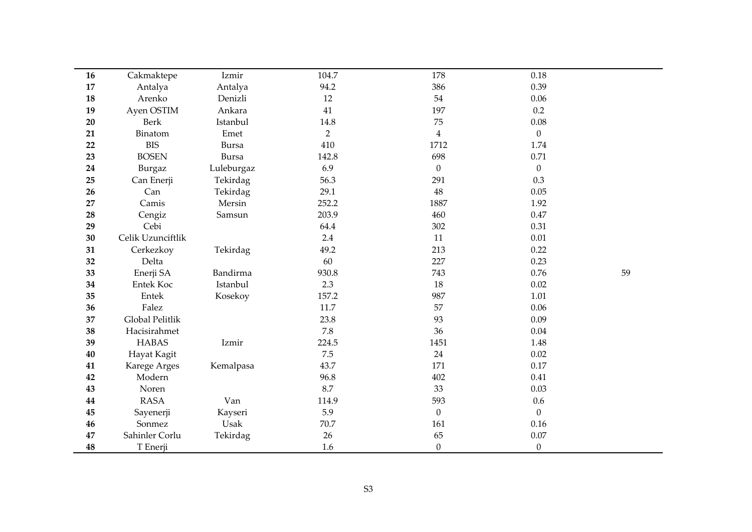|  |  |  |  |  |  |  |
|---|---|---|---|---|---|---|
| **16** | Cakmaktepe | Izmir | 104.7 | 178 | 0.18 |  |
| **17** | Antalya | Antalya | 94.2 | 386 | 0.39 |  |
| **18** | Arenko | Denizli | 12 | 54 | 0.06 |  |
| **19** | Ayen OSTIM | Ankara | 41 | 197 | 0.2 |  |
| **20** | Berk | Istanbul | 14.8 | 75 | 0.08 |  |
| **21** | Binatom | Emet | 2 | 4 | 0 |  |
| **22** | BIS | Bursa | 410 | 1712 | 1.74 |  |
| **23** | BOSEN | Bursa | 142.8 | 698 | 0.71 |  |
| **24** | Burgaz | Luleburgaz | 6.9 | 0 | 0 |  |
| **25** | Can Enerji | Tekirdag | 56.3 | 291 | 0.3 |  |
| **26** | Can | Tekirdag | 29.1 | 48 | 0.05 |  |
| **27** | Camis | Mersin | 252.2 | 1887 | 1.92 |  |
| **28** | Cengiz | Samsun | 203.9 | 460 | 0.47 |  |
| **29** | Cebi |  | 64.4 | 302 | 0.31 |  |
| **30** | Celik Uzunciftlik |  | 2.4 | 11 | 0.01 |  |
| **31** | Cerkezkoy | Tekirdag | 49.2 | 213 | 0.22 |  |
| **32** | Delta |  | 60 | 227 | 0.23 |  |
| **33** | Enerji SA | Bandirma | 930.8 | 743 | 0.76 | 59 |
| **34** | Entek Koc | Istanbul | 2.3 | 18 | 0.02 |  |
| **35** | Entek | Kosekoy | 157.2 | 987 | 1.01 |  |
| **36** | Falez |  | 11.7 | 57 | 0.06 |  |
| **37** | Global Pelitlik |  | 23.8 | 93 | 0.09 |  |
| **38** | Hacisirahmet |  | 7.8 | 36 | 0.04 |  |
| **39** | HABAS | Izmir | 224.5 | 1451 | 1.48 |  |
| **40** | Hayat Kagit |  | 7.5 | 24 | 0.02 |  |
| **41** | Karege Arges | Kemalpasa | 43.7 | 171 | 0.17 |  |
| **42** | Modern |  | 96.8 | 402 | 0.41 |  |
| **43** | Noren |  | 8.7 | 33 | 0.03 |  |
| **44** | RASA | Van | 114.9 | 593 | 0.6 |  |
| **45** | Sayenerji | Kayseri | 5.9 | 0 | 0 |  |
| **46** | Sonmez | Usak | 70.7 | 161 | 0.16 |  |
| **47** | Sahinler Corlu | Tekirdag | 26 | 65 | 0.07 |  |
| **48** | T Enerji |  | 1.6 | 0 | 0 |  |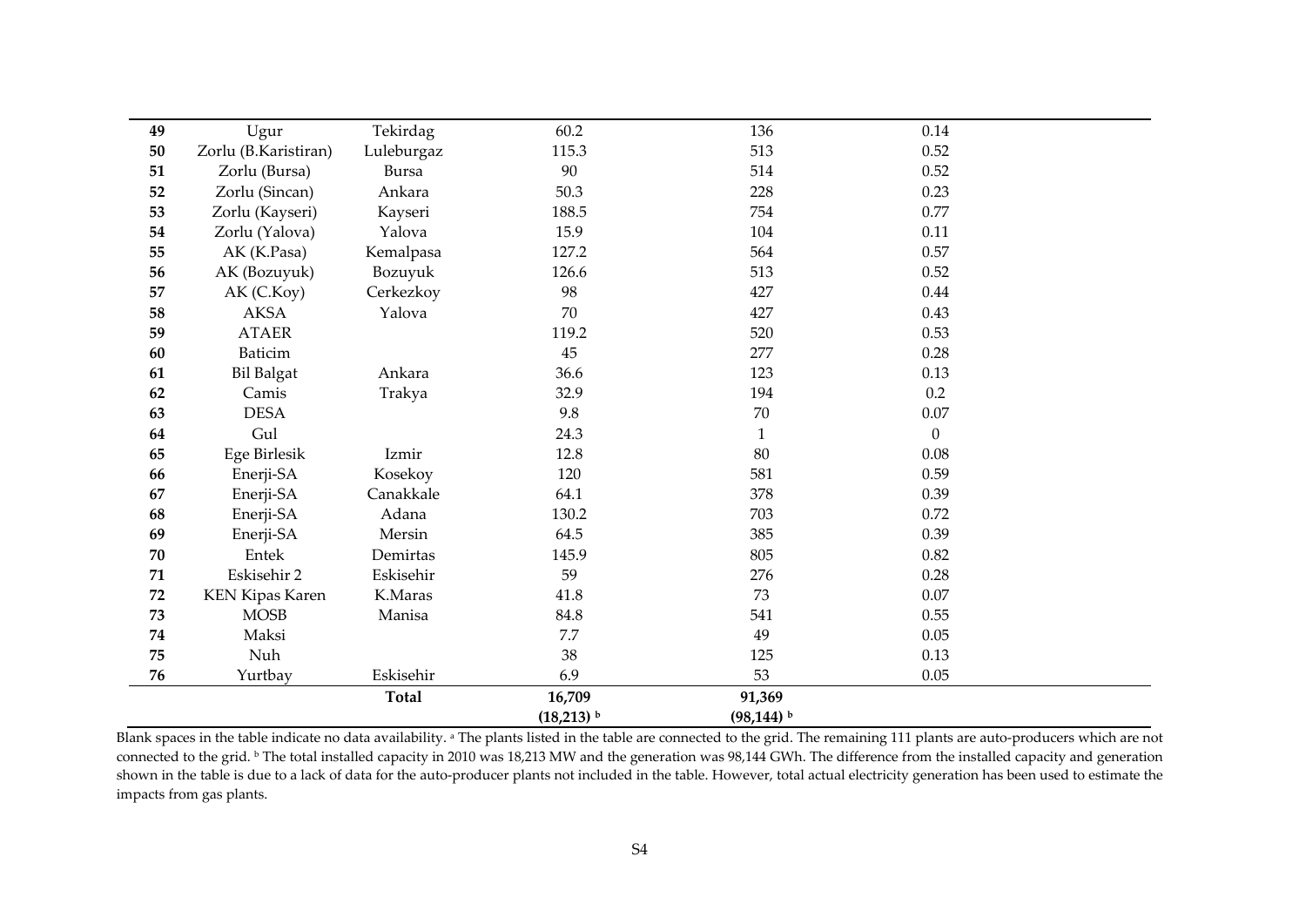| | | | | | |
|---|---|---|---|---|---|
| **49** | Ugur | Tekirdag | 60.2 | 136 | 0.14 |
| **50** | Zorlu (B.Karistiran) | Luleburgaz | 115.3 | 513 | 0.52 |
| **51** | Zorlu (Bursa) | Bursa | 90 | 514 | 0.52 |
| **52** | Zorlu (Sincan) | Ankara | 50.3 | 228 | 0.23 |
| **53** | Zorlu (Kayseri) | Kayseri | 188.5 | 754 | 0.77 |
| **54** | Zorlu (Yalova) | Yalova | 15.9 | 104 | 0.11 |
| **55** | AK (K.Pasa) | Kemalpasa | 127.2 | 564 | 0.57 |
| **56** | AK (Bozuyuk) | Bozuyuk | 126.6 | 513 | 0.52 |
| **57** | AK (C.Koy) | Cerkezkoy | 98 | 427 | 0.44 |
| **58** | AKSA | Yalova | 70 | 427 | 0.43 |
| **59** | ATAER | | 119.2 | 520 | 0.53 |
| **60** | Baticim | | 45 | 277 | 0.28 |
| **61** | Bil Balgat | Ankara | 36.6 | 123 | 0.13 |
| **62** | Camis | Trakya | 32.9 | 194 | 0.2 |
| **63** | DESA | | 9.8 | 70 | 0.07 |
| **64** | Gul | | 24.3 | 1 | 0 |
| **65** | Ege Birlesik | Izmir | 12.8 | 80 | 0.08 |
| **66** | Enerji-SA | Kosekoy | 120 | 581 | 0.59 |
| **67** | Enerji-SA | Canakkale | 64.1 | 378 | 0.39 |
| **68** | Enerji-SA | Adana | 130.2 | 703 | 0.72 |
| **69** | Enerji-SA | Mersin | 64.5 | 385 | 0.39 |
| **70** | Entek | Demirtas | 145.9 | 805 | 0.82 |
| **71** | Eskisehir 2 | Eskisehir | 59 | 276 | 0.28 |
| **72** | KEN Kipas Karen | K.Maras | 41.8 | 73 | 0.07 |
| **73** | MOSB | Manisa | 84.8 | 541 | 0.55 |
| **74** | Maksi | | 7.7 | 49 | 0.05 |
| **75** | Nuh | | 38 | 125 | 0.13 |
| **76** | Yurtbay | Eskisehir | 6.9 | 53 | 0.05 |
| | | **Total** | **16,709** <br> **(18,213) [b]** | **91,369** <br> **(98,144) [b]** | |

Blank spaces in the table indicate no data availability. [a] The plants listed in the table are connected to the grid. The remaining 111 plants are auto-producers which are not connected to the grid. [b] The total installed capacity in 2010 was 18,213 MW and the generation was 98,144 GWh. The difference from the installed capacity and generation shown in the table is due to a lack of data for the auto-producer plants not included in the table. However, total actual electricity generation has been used to estimate the impacts from gas plants.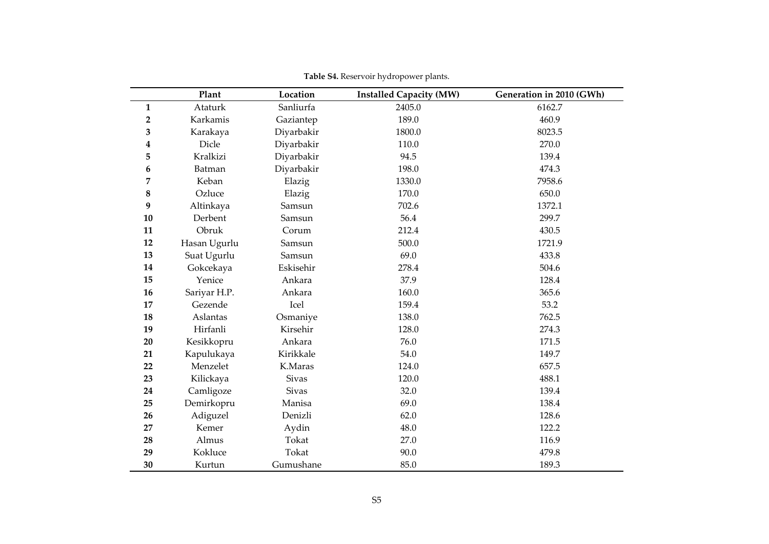**Table S4.** Reservoir hydropower plants.

| | Plant | Location | Installed Capacity (MW) | Generation in 2010 (GWh) |
|---|---|---|---|---|
| **1** | Ataturk | Sanliurfa | 2405.0 | 6162.7 |
| **2** | Karkamis | Gaziantep | 189.0 | 460.9 |
| **3** | Karakaya | Diyarbakir | 1800.0 | 8023.5 |
| **4** | Dicle | Diyarbakir | 110.0 | 270.0 |
| **5** | Kralkizi | Diyarbakir | 94.5 | 139.4 |
| **6** | Batman | Diyarbakir | 198.0 | 474.3 |
| **7** | Keban | Elazig | 1330.0 | 7958.6 |
| **8** | Ozluce | Elazig | 170.0 | 650.0 |
| **9** | Altinkaya | Samsun | 702.6 | 1372.1 |
| **10** | Derbent | Samsun | 56.4 | 299.7 |
| **11** | Obruk | Corum | 212.4 | 430.5 |
| **12** | Hasan Ugurlu | Samsun | 500.0 | 1721.9 |
| **13** | Suat Ugurlu | Samsun | 69.0 | 433.8 |
| **14** | Gokcekaya | Eskisehir | 278.4 | 504.6 |
| **15** | Yenice | Ankara | 37.9 | 128.4 |
| **16** | Sariyar H.P. | Ankara | 160.0 | 365.6 |
| **17** | Gezende | Icel | 159.4 | 53.2 |
| **18** | Aslantas | Osmaniye | 138.0 | 762.5 |
| **19** | Hirfanli | Kirsehir | 128.0 | 274.3 |
| **20** | Kesikkopru | Ankara | 76.0 | 171.5 |
| **21** | Kapulukaya | Kirikkale | 54.0 | 149.7 |
| **22** | Menzelet | K.Maras | 124.0 | 657.5 |
| **23** | Kilickaya | Sivas | 120.0 | 488.1 |
| **24** | Camligoze | Sivas | 32.0 | 139.4 |
| **25** | Demirkopru | Manisa | 69.0 | 138.4 |
| **26** | Adiguzel | Denizli | 62.0 | 128.6 |
| **27** | Kemer | Aydin | 48.0 | 122.2 |
| **28** | Almus | Tokat | 27.0 | 116.9 |
| **29** | Kokluce | Tokat | 90.0 | 479.8 |
| **30** | Kurtun | Gumushane | 85.0 | 189.3 |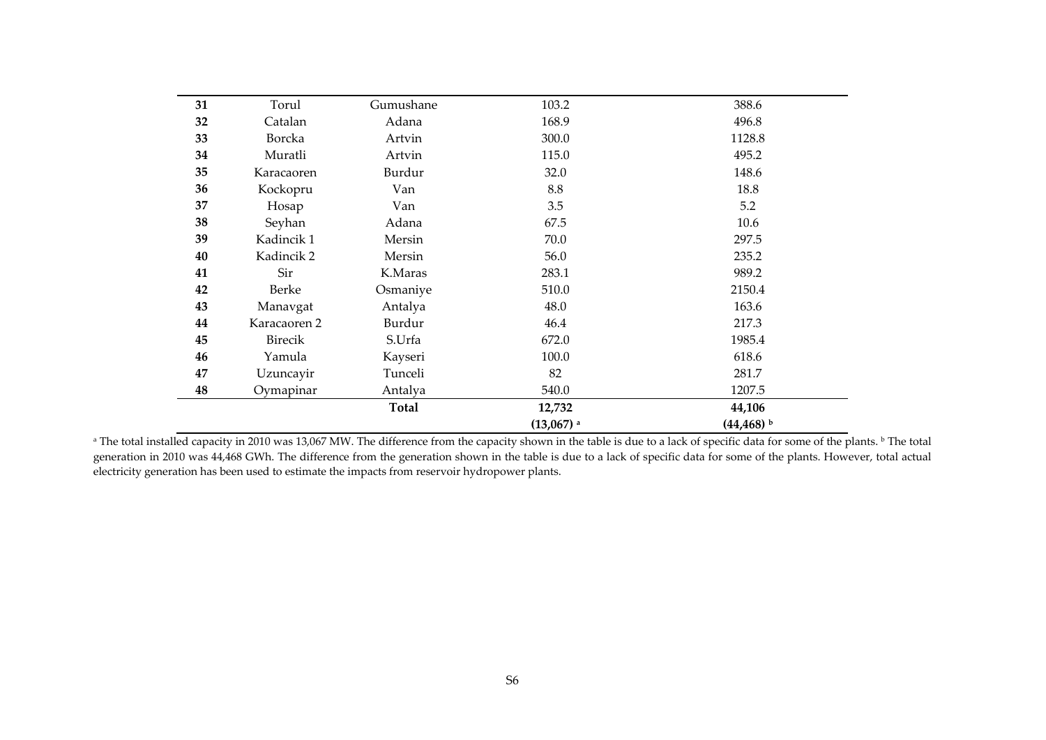| | | | | |
|---|---|---|---|---|
| **31** | Torul | Gumushane | 103.2 | 388.6 |
| **32** | Catalan | Adana | 168.9 | 496.8 |
| **33** | Borcka | Artvin | 300.0 | 1128.8 |
| **34** | Muratli | Artvin | 115.0 | 495.2 |
| **35** | Karacaoren | Burdur | 32.0 | 148.6 |
| **36** | Kockopru | Van | 8.8 | 18.8 |
| **37** | Hosap | Van | 3.5 | 5.2 |
| **38** | Seyhan | Adana | 67.5 | 10.6 |
| **39** | Kadincik 1 | Mersin | 70.0 | 297.5 |
| **40** | Kadincik 2 | Mersin | 56.0 | 235.2 |
| **41** | Sir | K.Maras | 283.1 | 989.2 |
| **42** | Berke | Osmaniye | 510.0 | 2150.4 |
| **43** | Manavgat | Antalya | 48.0 | 163.6 |
| **44** | Karacaoren 2 | Burdur | 46.4 | 217.3 |
| **45** | Birecik | S.Urfa | 672.0 | 1985.4 |
| **46** | Yamula | Kayseri | 100.0 | 618.6 |
| **47** | Uzuncayir | Tunceli | 82 | 281.7 |
| **48** | Oymapinar | Antalya | 540.0 | 1207.5 |
| | | **Total** | **12,732** | **44,106** |
| | | | **(13,067)** [a] | **(44,468)** [b] |

[a] The total installed capacity in 2010 was 13,067 MW. The difference from the capacity shown in the table is due to a lack of specific data for some of the plants. [b] The total generation in 2010 was 44,468 GWh. The difference from the generation shown in the table is due to a lack of specific data for some of the plants. However, total actual electricity generation has been used to estimate the impacts from reservoir hydropower plants.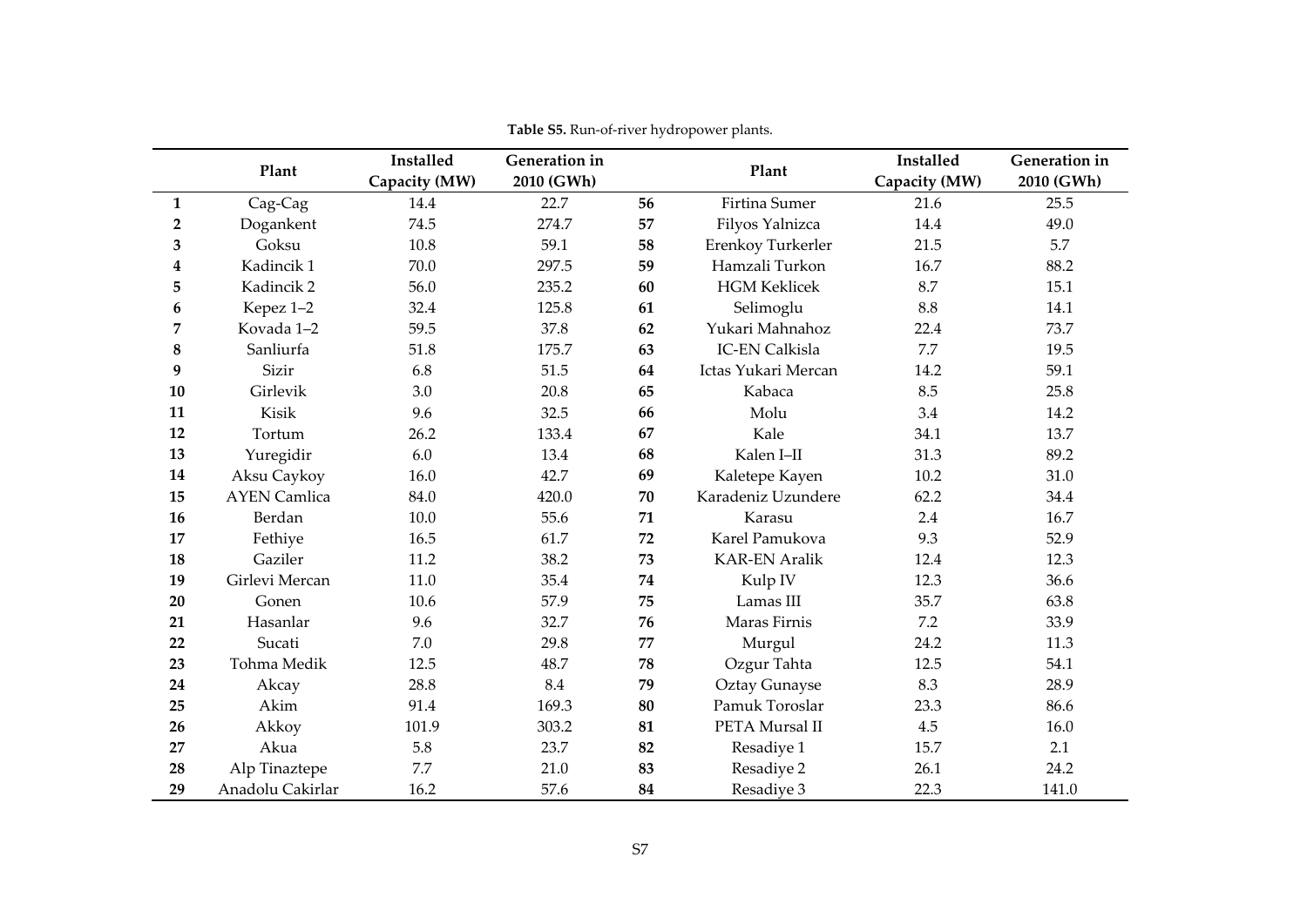**Table S5.** Run-of-river hydropower plants.

| | Plant | Installed Capacity (MW) | Generation in 2010 (GWh) | | Plant | Installed Capacity (MW) | Generation in 2010 (GWh) |
|---|---|---|---|---|---|---|---|
| **1** | Cag-Cag | 14.4 | 22.7 | **56** | Firtina Sumer | 21.6 | 25.5 |
| **2** | Dogankent | 74.5 | 274.7 | **57** | Filyos Yalnizca | 14.4 | 49.0 |
| **3** | Goksu | 10.8 | 59.1 | **58** | Erenkoy Turkerler | 21.5 | 5.7 |
| **4** | Kadincik 1 | 70.0 | 297.5 | **59** | Hamzali Turkon | 16.7 | 88.2 |
| **5** | Kadincik 2 | 56.0 | 235.2 | **60** | HGM Keklicek | 8.7 | 15.1 |
| **6** | Kepez 1–2 | 32.4 | 125.8 | **61** | Selimoglu | 8.8 | 14.1 |
| **7** | Kovada 1–2 | 59.5 | 37.8 | **62** | Yukari Mahnahoz | 22.4 | 73.7 |
| **8** | Sanliurfa | 51.8 | 175.7 | **63** | IC-EN Calkisla | 7.7 | 19.5 |
| **9** | Sizir | 6.8 | 51.5 | **64** | Ictas Yukari Mercan | 14.2 | 59.1 |
| **10** | Girlevik | 3.0 | 20.8 | **65** | Kabaca | 8.5 | 25.8 |
| **11** | Kisik | 9.6 | 32.5 | **66** | Molu | 3.4 | 14.2 |
| **12** | Tortum | 26.2 | 133.4 | **67** | Kale | 34.1 | 13.7 |
| **13** | Yuregidir | 6.0 | 13.4 | **68** | Kalen I–II | 31.3 | 89.2 |
| **14** | Aksu Caykoy | 16.0 | 42.7 | **69** | Kaletepe Kayen | 10.2 | 31.0 |
| **15** | AYEN Camlica | 84.0 | 420.0 | **70** | Karadeniz Uzundere | 62.2 | 34.4 |
| **16** | Berdan | 10.0 | 55.6 | **71** | Karasu | 2.4 | 16.7 |
| **17** | Fethiye | 16.5 | 61.7 | **72** | Karel Pamukova | 9.3 | 52.9 |
| **18** | Gaziler | 11.2 | 38.2 | **73** | KAR-EN Aralik | 12.4 | 12.3 |
| **19** | Girlevi Mercan | 11.0 | 35.4 | **74** | Kulp IV | 12.3 | 36.6 |
| **20** | Gonen | 10.6 | 57.9 | **75** | Lamas III | 35.7 | 63.8 |
| **21** | Hasanlar | 9.6 | 32.7 | **76** | Maras Firnis | 7.2 | 33.9 |
| **22** | Sucati | 7.0 | 29.8 | **77** | Murgul | 24.2 | 11.3 |
| **23** | Tohma Medik | 12.5 | 48.7 | **78** | Ozgur Tahta | 12.5 | 54.1 |
| **24** | Akcay | 28.8 | 8.4 | **79** | Oztay Gunayse | 8.3 | 28.9 |
| **25** | Akim | 91.4 | 169.3 | **80** | Pamuk Toroslar | 23.3 | 86.6 |
| **26** | Akkoy | 101.9 | 303.2 | **81** | PETA Mursal II | 4.5 | 16.0 |
| **27** | Akua | 5.8 | 23.7 | **82** | Resadiye 1 | 15.7 | 2.1 |
| **28** | Alp Tinaztepe | 7.7 | 21.0 | **83** | Resadiye 2 | 26.1 | 24.2 |
| **29** | Anadolu Cakirlar | 16.2 | 57.6 | **84** | Resadiye 3 | 22.3 | 141.0 |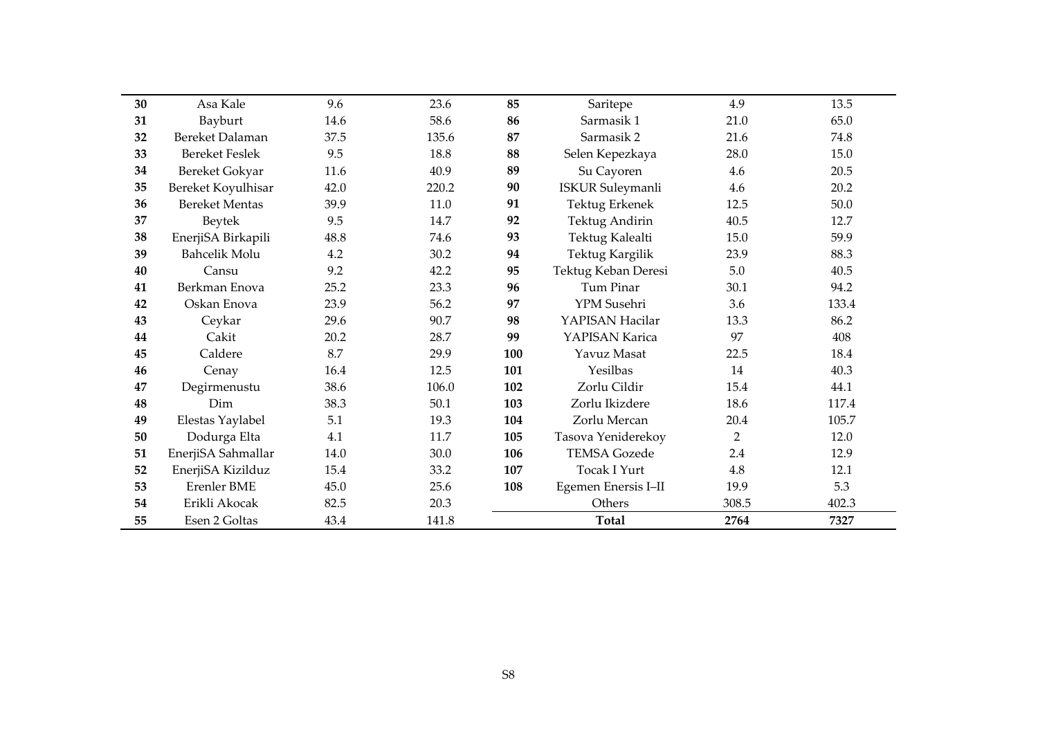| | | | | | | | |
|---|---|---|---|---|---|---|---|
| **30** | Asa Kale | 9.6 | 23.6 | **85** | Saritepe | 4.9 | 13.5 |
| **31** | Bayburt | 14.6 | 58.6 | **86** | Sarmasik 1 | 21.0 | 65.0 |
| **32** | Bereket Dalaman | 37.5 | 135.6 | **87** | Sarmasik 2 | 21.6 | 74.8 |
| **33** | Bereket Feslek | 9.5 | 18.8 | **88** | Selen Kepezkaya | 28.0 | 15.0 |
| **34** | Bereket Gokyar | 11.6 | 40.9 | **89** | Su Cayoren | 4.6 | 20.5 |
| **35** | Bereket Koyulhisar | 42.0 | 220.2 | **90** | ISKUR Suleymanli | 4.6 | 20.2 |
| **36** | Bereket Mentas | 39.9 | 11.0 | **91** | Tektug Erkenek | 12.5 | 50.0 |
| **37** | Beytek | 9.5 | 14.7 | **92** | Tektug Andirin | 40.5 | 12.7 |
| **38** | EnerjiSA Birkapili | 48.8 | 74.6 | **93** | Tektug Kalealti | 15.0 | 59.9 |
| **39** | Bahcelik Molu | 4.2 | 30.2 | **94** | Tektug Kargilik | 23.9 | 88.3 |
| **40** | Cansu | 9.2 | 42.2 | **95** | Tektug Keban Deresi | 5.0 | 40.5 |
| **41** | Berkman Enova | 25.2 | 23.3 | **96** | Tum Pinar | 30.1 | 94.2 |
| **42** | Oskan Enova | 23.9 | 56.2 | **97** | YPM Susehri | 3.6 | 133.4 |
| **43** | Ceykar | 29.6 | 90.7 | **98** | YAPISAN Hacilar | 13.3 | 86.2 |
| **44** | Cakit | 20.2 | 28.7 | **99** | YAPISAN Karica | 97 | 408 |
| **45** | Caldere | 8.7 | 29.9 | **100** | Yavuz Masat | 22.5 | 18.4 |
| **46** | Cenay | 16.4 | 12.5 | **101** | Yesilbas | 14 | 40.3 |
| **47** | Degirmenustu | 38.6 | 106.0 | **102** | Zorlu Cildir | 15.4 | 44.1 |
| **48** | Dim | 38.3 | 50.1 | **103** | Zorlu Ikizdere | 18.6 | 117.4 |
| **49** | Elestas Yaylabel | 5.1 | 19.3 | **104** | Zorlu Mercan | 20.4 | 105.7 |
| **50** | Dodurga Elta | 4.1 | 11.7 | **105** | Tasova Yeniderekoy | 2 | 12.0 |
| **51** | EnerjiSA Sahmallar | 14.0 | 30.0 | **106** | TEMSA Gozede | 2.4 | 12.9 |
| **52** | EnerjiSA Kizilduz | 15.4 | 33.2 | **107** | Tocak I Yurt | 4.8 | 12.1 |
| **53** | Erenler BME | 45.0 | 25.6 | **108** | Egemen Enersis I–II | 19.9 | 5.3 |
| **54** | Erikli Akocak | 82.5 | 20.3 | | Others | 308.5 | 402.3 |
| **55** | Esen 2 Goltas | 43.4 | 141.8 | | **Total** | **2764** | **7327** |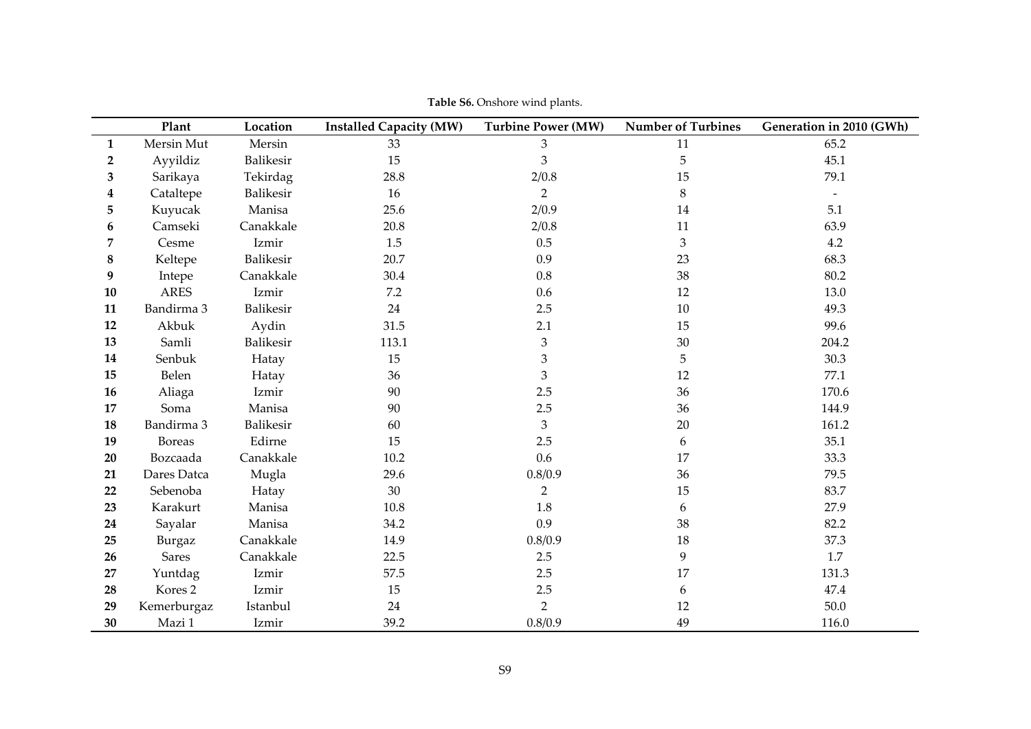**Table S6.** Onshore wind plants.

| | Plant | Location | Installed Capacity (MW) | Turbine Power (MW) | Number of Turbines | Generation in 2010 (GWh) |
|---|---|---|---|---|---|---|
| **1** | Mersin Mut | Mersin | 33 | 3 | 11 | 65.2 |
| **2** | Ayyildiz | Balikesir | 15 | 3 | 5 | 45.1 |
| **3** | Sarikaya | Tekirdag | 28.8 | 2/0.8 | 15 | 79.1 |
| **4** | Cataltepe | Balikesir | 16 | 2 | 8 | - |
| **5** | Kuyucak | Manisa | 25.6 | 2/0.9 | 14 | 5.1 |
| **6** | Camseki | Canakkale | 20.8 | 2/0.8 | 11 | 63.9 |
| **7** | Cesme | Izmir | 1.5 | 0.5 | 3 | 4.2 |
| **8** | Keltepe | Balikesir | 20.7 | 0.9 | 23 | 68.3 |
| **9** | Intepe | Canakkale | 30.4 | 0.8 | 38 | 80.2 |
| **10** | ARES | Izmir | 7.2 | 0.6 | 12 | 13.0 |
| **11** | Bandirma 3 | Balikesir | 24 | 2.5 | 10 | 49.3 |
| **12** | Akbuk | Aydin | 31.5 | 2.1 | 15 | 99.6 |
| **13** | Samli | Balikesir | 113.1 | 3 | 30 | 204.2 |
| **14** | Senbuk | Hatay | 15 | 3 | 5 | 30.3 |
| **15** | Belen | Hatay | 36 | 3 | 12 | 77.1 |
| **16** | Aliaga | Izmir | 90 | 2.5 | 36 | 170.6 |
| **17** | Soma | Manisa | 90 | 2.5 | 36 | 144.9 |
| **18** | Bandirma 3 | Balikesir | 60 | 3 | 20 | 161.2 |
| **19** | Boreas | Edirne | 15 | 2.5 | 6 | 35.1 |
| **20** | Bozcaada | Canakkale | 10.2 | 0.6 | 17 | 33.3 |
| **21** | Dares Datca | Mugla | 29.6 | 0.8/0.9 | 36 | 79.5 |
| **22** | Sebenoba | Hatay | 30 | 2 | 15 | 83.7 |
| **23** | Karakurt | Manisa | 10.8 | 1.8 | 6 | 27.9 |
| **24** | Sayalar | Manisa | 34.2 | 0.9 | 38 | 82.2 |
| **25** | Burgaz | Canakkale | 14.9 | 0.8/0.9 | 18 | 37.3 |
| **26** | Sares | Canakkale | 22.5 | 2.5 | 9 | 1.7 |
| **27** | Yuntdag | Izmir | 57.5 | 2.5 | 17 | 131.3 |
| **28** | Kores 2 | Izmir | 15 | 2.5 | 6 | 47.4 |
| **29** | Kemerburgaz | Istanbul | 24 | 2 | 12 | 50.0 |
| **30** | Mazi 1 | Izmir | 39.2 | 0.8/0.9 | 49 | 116.0 |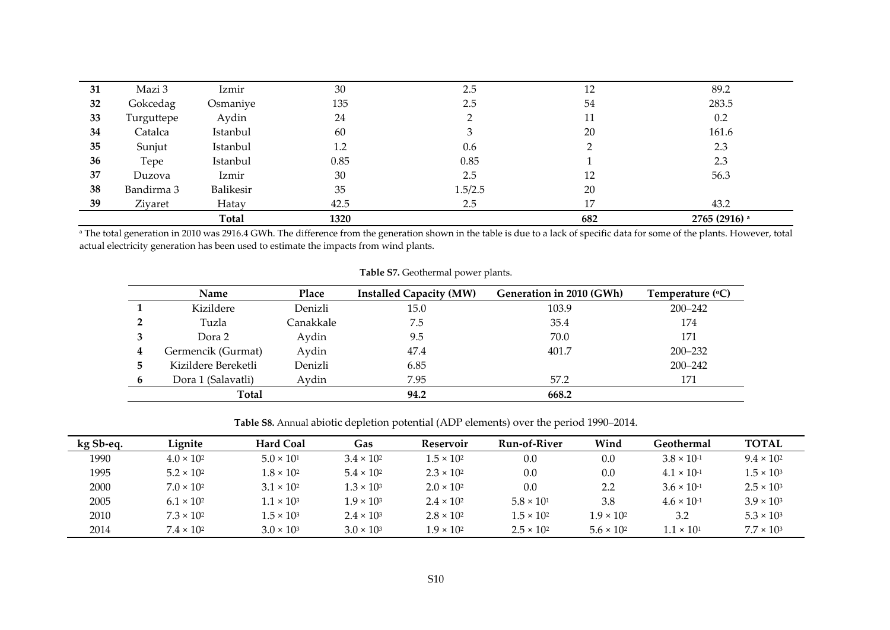| | | | | | | |
|---|---|---|---|---|---|---|
| **31** | Mazi 3 | Izmir | 30 | 2.5 | 12 | 89.2 |
| **32** | Gokcedag | Osmaniye | 135 | 2.5 | 54 | 283.5 |
| **33** | Turguttepe | Aydin | 24 | 2 | 11 | 0.2 |
| **34** | Catalca | Istanbul | 60 | 3 | 20 | 161.6 |
| **35** | Sunjut | Istanbul | 1.2 | 0.6 | 2 | 2.3 |
| **36** | Tepe | Istanbul | 0.85 | 0.85 | 1 | 2.3 |
| **37** | Duzova | Izmir | 30 | 2.5 | 12 | 56.3 |
| **38** | Bandirma 3 | Balikesir | 35 | 1.5/2.5 | 20 | |
| **39** | Ziyaret | Hatay | 42.5 | 2.5 | 17 | 43.2 |
| | | **Total** | **1320** | | **682** | **2765 (2916)** [a] |

[a] The total generation in 2010 was 2916.4 GWh. The difference from the generation shown in the table is due to a lack of specific data for some of the plants. However, total actual electricity generation has been used to estimate the impacts from wind plants.

**Table S7.** Geothermal power plants.

| | Name | Place | Installed Capacity (MW) | Generation in 2010 (GWh) | Temperature (°C) |
|---|---|---|---|---|---|
| **1** | Kizildere | Denizli | 15.0 | 103.9 | 200–242 |
| **2** | Tuzla | Canakkale | 7.5 | 35.4 | 174 |
| **3** | Dora 2 | Aydin | 9.5 | 70.0 | 171 |
| **4** | Germencik (Gurmat) | Aydin | 47.4 | 401.7 | 200–232 |
| **5** | Kizildere Bereketli | Denizli | 6.85 | | 200–242 |
| **6** | Dora 1 (Salavatli) | Aydin | 7.95 | 57.2 | 171 |
| | **Total** | | **94.2** | **668.2** | |

**Table S8.** Annual abiotic depletion potential (ADP elements) over the period 1990–2014.

| kg Sb-eq. | Lignite | Hard Coal | Gas | Reservoir | Run-of-River | Wind | Geothermal | TOTAL |
|---|---|---|---|---|---|---|---|---|
| 1990 | $4.0 \times 10^{2}$ | $5.0 \times 10^{1}$ | $3.4 \times 10^{2}$ | $1.5 \times 10^{2}$ | 0.0 | 0.0 | $3.8 \times 10^{-1}$ | $9.4 \times 10^{2}$ |
| 1995 | $5.2 \times 10^{2}$ | $1.8 \times 10^{2}$ | $5.4 \times 10^{2}$ | $2.3 \times 10^{2}$ | 0.0 | 0.0 | $4.1 \times 10^{-1}$ | $1.5 \times 10^{3}$ |
| 2000 | $7.0 \times 10^{2}$ | $3.1 \times 10^{2}$ | $1.3 \times 10^{3}$ | $2.0 \times 10^{2}$ | 0.0 | 2.2 | $3.6 \times 10^{-1}$ | $2.5 \times 10^{3}$ |
| 2005 | $6.1 \times 10^{2}$ | $1.1 \times 10^{3}$ | $1.9 \times 10^{3}$ | $2.4 \times 10^{2}$ | $5.8 \times 10^{1}$ | 3.8 | $4.6 \times 10^{-1}$ | $3.9 \times 10^{3}$ |
| 2010 | $7.3 \times 10^{2}$ | $1.5 \times 10^{3}$ | $2.4 \times 10^{3}$ | $2.8 \times 10^{2}$ | $1.5 \times 10^{2}$ | $1.9 \times 10^{2}$ | 3.2 | $5.3 \times 10^{3}$ |
| 2014 | $7.4 \times 10^{2}$ | $3.0 \times 10^{3}$ | $3.0 \times 10^{3}$ | $1.9 \times 10^{2}$ | $2.5 \times 10^{2}$ | $5.6 \times 10^{2}$ | $1.1 \times 10^{1}$ | $7.7 \times 10^{3}$ |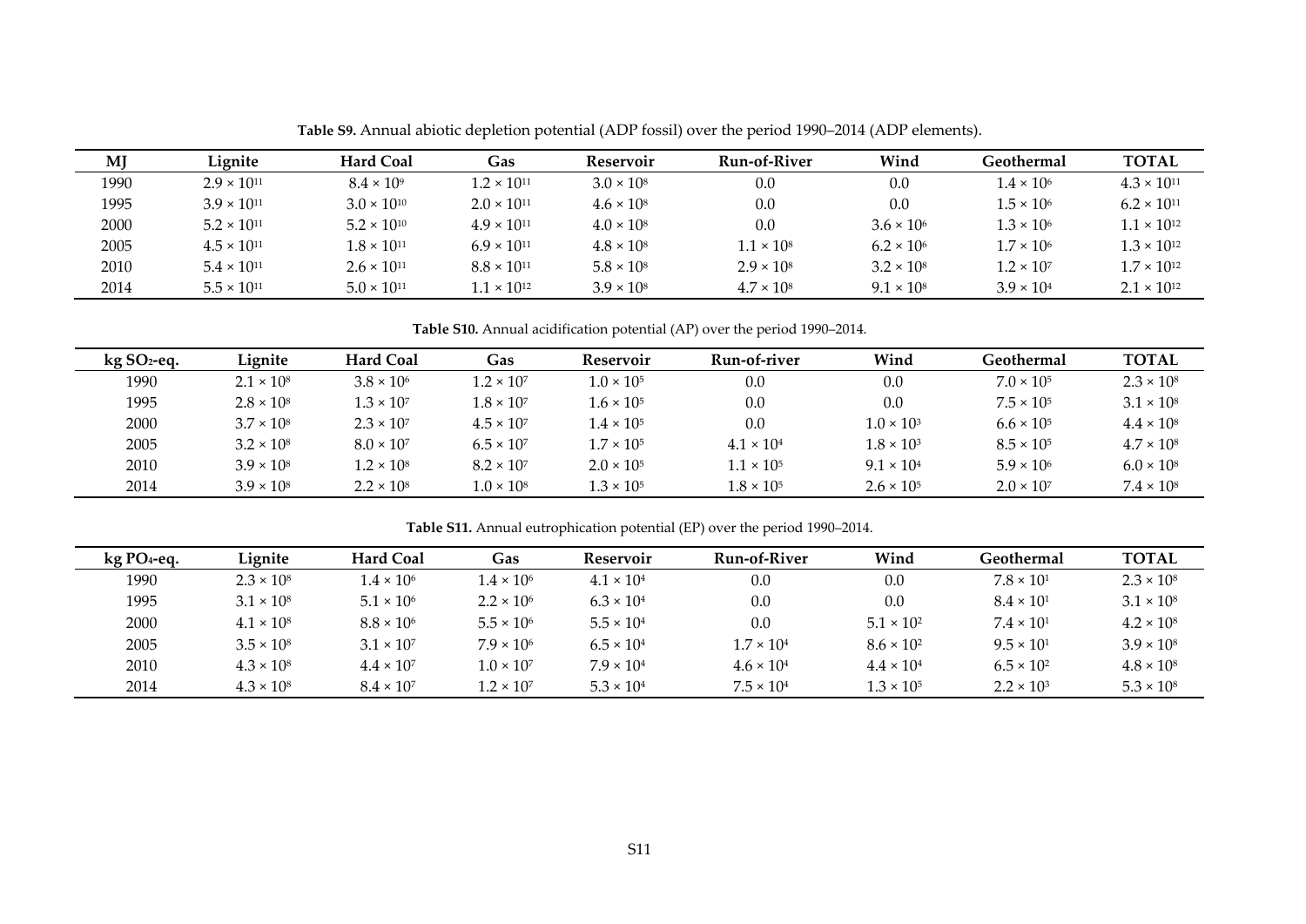**Table S9.** Annual abiotic depletion potential (ADP fossil) over the period 1990–2014 (ADP elements).

| MJ | Lignite | Hard Coal | Gas | Reservoir | Run-of-River | Wind | Geothermal | TOTAL |
|---|---|---|---|---|---|---|---|---|
| 1990 | $2.9 \times 10^{11}$ | $8.4 \times 10^{9}$ | $1.2 \times 10^{11}$ | $3.0 \times 10^{8}$ | 0.0 | 0.0 | $1.4 \times 10^{6}$ | $4.3 \times 10^{11}$ |
| 1995 | $3.9 \times 10^{11}$ | $3.0 \times 10^{10}$ | $2.0 \times 10^{11}$ | $4.6 \times 10^{8}$ | 0.0 | 0.0 | $1.5 \times 10^{6}$ | $6.2 \times 10^{11}$ |
| 2000 | $5.2 \times 10^{11}$ | $5.2 \times 10^{10}$ | $4.9 \times 10^{11}$ | $4.0 \times 10^{8}$ | 0.0 | $3.6 \times 10^{6}$ | $1.3 \times 10^{6}$ | $1.1 \times 10^{12}$ |
| 2005 | $4.5 \times 10^{11}$ | $1.8 \times 10^{11}$ | $6.9 \times 10^{11}$ | $4.8 \times 10^{8}$ | $1.1 \times 10^{8}$ | $6.2 \times 10^{6}$ | $1.7 \times 10^{6}$ | $1.3 \times 10^{12}$ |
| 2010 | $5.4 \times 10^{11}$ | $2.6 \times 10^{11}$ | $8.8 \times 10^{11}$ | $5.8 \times 10^{8}$ | $2.9 \times 10^{8}$ | $3.2 \times 10^{8}$ | $1.2 \times 10^{7}$ | $1.7 \times 10^{12}$ |
| 2014 | $5.5 \times 10^{11}$ | $5.0 \times 10^{11}$ | $1.1 \times 10^{12}$ | $3.9 \times 10^{8}$ | $4.7 \times 10^{8}$ | $9.1 \times 10^{8}$ | $3.9 \times 10^{4}$ | $2.1 \times 10^{12}$ |

**Table S10.** Annual acidification potential (AP) over the period 1990–2014.

| kg $SO_2$-eq. | Lignite | Hard Coal | Gas | Reservoir | Run-of-river | Wind | Geothermal | TOTAL |
|---|---|---|---|---|---|---|---|---|
| 1990 | $2.1 \times 10^{8}$ | $3.8 \times 10^{6}$ | $1.2 \times 10^{7}$ | $1.0 \times 10^{5}$ | 0.0 | 0.0 | $7.0 \times 10^{5}$ | $2.3 \times 10^{8}$ |
| 1995 | $2.8 \times 10^{8}$ | $1.3 \times 10^{7}$ | $1.8 \times 10^{7}$ | $1.6 \times 10^{5}$ | 0.0 | 0.0 | $7.5 \times 10^{5}$ | $3.1 \times 10^{8}$ |
| 2000 | $3.7 \times 10^{8}$ | $2.3 \times 10^{7}$ | $4.5 \times 10^{7}$ | $1.4 \times 10^{5}$ | 0.0 | $1.0 \times 10^{3}$ | $6.6 \times 10^{5}$ | $4.4 \times 10^{8}$ |
| 2005 | $3.2 \times 10^{8}$ | $8.0 \times 10^{7}$ | $6.5 \times 10^{7}$ | $1.7 \times 10^{5}$ | $4.1 \times 10^{4}$ | $1.8 \times 10^{3}$ | $8.5 \times 10^{5}$ | $4.7 \times 10^{8}$ |
| 2010 | $3.9 \times 10^{8}$ | $1.2 \times 10^{8}$ | $8.2 \times 10^{7}$ | $2.0 \times 10^{5}$ | $1.1 \times 10^{5}$ | $9.1 \times 10^{4}$ | $5.9 \times 10^{6}$ | $6.0 \times 10^{8}$ |
| 2014 | $3.9 \times 10^{8}$ | $2.2 \times 10^{8}$ | $1.0 \times 10^{8}$ | $1.3 \times 10^{5}$ | $1.8 \times 10^{5}$ | $2.6 \times 10^{5}$ | $2.0 \times 10^{7}$ | $7.4 \times 10^{8}$ |

**Table S11.** Annual eutrophication potential (EP) over the period 1990–2014.

| kg $PO_4$-eq. | Lignite | Hard Coal | Gas | Reservoir | Run-of-River | Wind | Geothermal | TOTAL |
|---|---|---|---|---|---|---|---|---|
| 1990 | $2.3 \times 10^{8}$ | $1.4 \times 10^{6}$ | $1.4 \times 10^{6}$ | $4.1 \times 10^{4}$ | 0.0 | 0.0 | $7.8 \times 10^{1}$ | $2.3 \times 10^{8}$ |
| 1995 | $3.1 \times 10^{8}$ | $5.1 \times 10^{6}$ | $2.2 \times 10^{6}$ | $6.3 \times 10^{4}$ | 0.0 | 0.0 | $8.4 \times 10^{1}$ | $3.1 \times 10^{8}$ |
| 2000 | $4.1 \times 10^{8}$ | $8.8 \times 10^{6}$ | $5.5 \times 10^{6}$ | $5.5 \times 10^{4}$ | 0.0 | $5.1 \times 10^{2}$ | $7.4 \times 10^{1}$ | $4.2 \times 10^{8}$ |
| 2005 | $3.5 \times 10^{8}$ | $3.1 \times 10^{7}$ | $7.9 \times 10^{6}$ | $6.5 \times 10^{4}$ | $1.7 \times 10^{4}$ | $8.6 \times 10^{2}$ | $9.5 \times 10^{1}$ | $3.9 \times 10^{8}$ |
| 2010 | $4.3 \times 10^{8}$ | $4.4 \times 10^{7}$ | $1.0 \times 10^{7}$ | $7.9 \times 10^{4}$ | $4.6 \times 10^{4}$ | $4.4 \times 10^{4}$ | $6.5 \times 10^{2}$ | $4.8 \times 10^{8}$ |
| 2014 | $4.3 \times 10^{8}$ | $8.4 \times 10^{7}$ | $1.2 \times 10^{7}$ | $5.3 \times 10^{4}$ | $7.5 \times 10^{4}$ | $1.3 \times 10^{5}$ | $2.2 \times 10^{3}$ | $5.3 \times 10^{8}$ |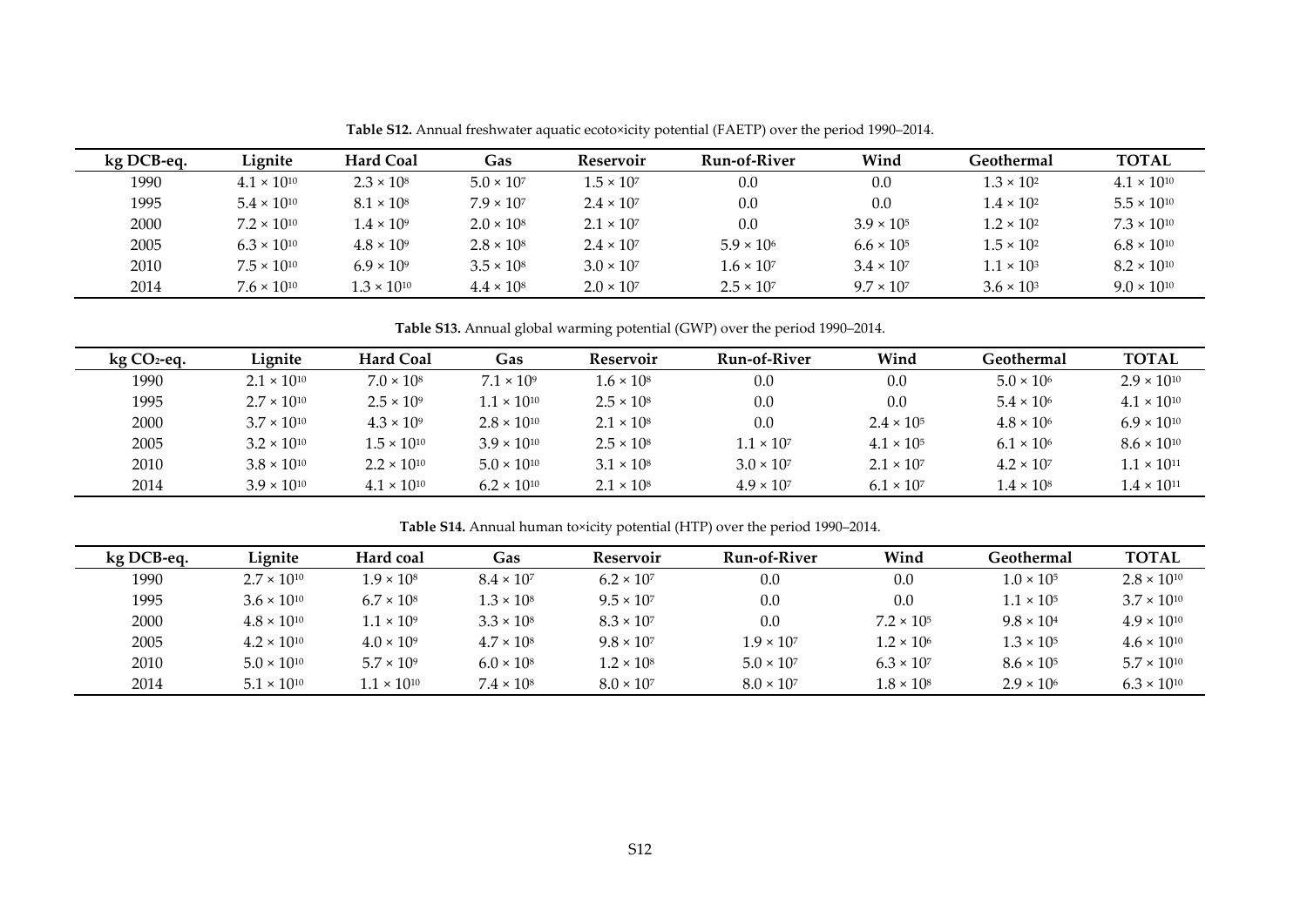**Table S12.** Annual freshwater aquatic ecotoxicity potential (FAETP) over the period 1990–2014.

| kg DCB-eq. | Lignite | Hard Coal | Gas | Reservoir | Run-of-River | Wind | Geothermal | TOTAL |
|---|---|---|---|---|---|---|---|---|
| 1990 | $4.1 \times 10^{10}$ | $2.3 \times 10^{8}$ | $5.0 \times 10^{7}$ | $1.5 \times 10^{7}$ | 0.0 | 0.0 | $1.3 \times 10^{2}$ | $4.1 \times 10^{10}$ |
| 1995 | $5.4 \times 10^{10}$ | $8.1 \times 10^{8}$ | $7.9 \times 10^{7}$ | $2.4 \times 10^{7}$ | 0.0 | 0.0 | $1.4 \times 10^{2}$ | $5.5 \times 10^{10}$ |
| 2000 | $7.2 \times 10^{10}$ | $1.4 \times 10^{9}$ | $2.0 \times 10^{8}$ | $2.1 \times 10^{7}$ | 0.0 | $3.9 \times 10^{5}$ | $1.2 \times 10^{2}$ | $7.3 \times 10^{10}$ |
| 2005 | $6.3 \times 10^{10}$ | $4.8 \times 10^{9}$ | $2.8 \times 10^{8}$ | $2.4 \times 10^{7}$ | $5.9 \times 10^{6}$ | $6.6 \times 10^{5}$ | $1.5 \times 10^{2}$ | $6.8 \times 10^{10}$ |
| 2010 | $7.5 \times 10^{10}$ | $6.9 \times 10^{9}$ | $3.5 \times 10^{8}$ | $3.0 \times 10^{7}$ | $1.6 \times 10^{7}$ | $3.4 \times 10^{7}$ | $1.1 \times 10^{3}$ | $8.2 \times 10^{10}$ |
| 2014 | $7.6 \times 10^{10}$ | $1.3 \times 10^{10}$ | $4.4 \times 10^{8}$ | $2.0 \times 10^{7}$ | $2.5 \times 10^{7}$ | $9.7 \times 10^{7}$ | $3.6 \times 10^{3}$ | $9.0 \times 10^{10}$ |

**Table S13.** Annual global warming potential (GWP) over the period 1990–2014.

| kg $CO_2$-eq. | Lignite | Hard Coal | Gas | Reservoir | Run-of-River | Wind | Geothermal | TOTAL |
|---|---|---|---|---|---|---|---|---|
| 1990 | $2.1 \times 10^{10}$ | $7.0 \times 10^{8}$ | $7.1 \times 10^{9}$ | $1.6 \times 10^{8}$ | 0.0 | 0.0 | $5.0 \times 10^{6}$ | $2.9 \times 10^{10}$ |
| 1995 | $2.7 \times 10^{10}$ | $2.5 \times 10^{9}$ | $1.1 \times 10^{10}$ | $2.5 \times 10^{8}$ | 0.0 | 0.0 | $5.4 \times 10^{6}$ | $4.1 \times 10^{10}$ |
| 2000 | $3.7 \times 10^{10}$ | $4.3 \times 10^{9}$ | $2.8 \times 10^{10}$ | $2.1 \times 10^{8}$ | 0.0 | $2.4 \times 10^{5}$ | $4.8 \times 10^{6}$ | $6.9 \times 10^{10}$ |
| 2005 | $3.2 \times 10^{10}$ | $1.5 \times 10^{10}$ | $3.9 \times 10^{10}$ | $2.5 \times 10^{8}$ | $1.1 \times 10^{7}$ | $4.1 \times 10^{5}$ | $6.1 \times 10^{6}$ | $8.6 \times 10^{10}$ |
| 2010 | $3.8 \times 10^{10}$ | $2.2 \times 10^{10}$ | $5.0 \times 10^{10}$ | $3.1 \times 10^{8}$ | $3.0 \times 10^{7}$ | $2.1 \times 10^{7}$ | $4.2 \times 10^{7}$ | $1.1 \times 10^{11}$ |
| 2014 | $3.9 \times 10^{10}$ | $4.1 \times 10^{10}$ | $6.2 \times 10^{10}$ | $2.1 \times 10^{8}$ | $4.9 \times 10^{7}$ | $6.1 \times 10^{7}$ | $1.4 \times 10^{8}$ | $1.4 \times 10^{11}$ |

**Table S14.** Annual human toxicity potential (HTP) over the period 1990–2014.

| kg DCB-eq. | Lignite | Hard coal | Gas | Reservoir | Run-of-River | Wind | Geothermal | TOTAL |
|---|---|---|---|---|---|---|---|---|
| 1990 | $2.7 \times 10^{10}$ | $1.9 \times 10^{8}$ | $8.4 \times 10^{7}$ | $6.2 \times 10^{7}$ | 0.0 | 0.0 | $1.0 \times 10^{5}$ | $2.8 \times 10^{10}$ |
| 1995 | $3.6 \times 10^{10}$ | $6.7 \times 10^{8}$ | $1.3 \times 10^{8}$ | $9.5 \times 10^{7}$ | 0.0 | 0.0 | $1.1 \times 10^{5}$ | $3.7 \times 10^{10}$ |
| 2000 | $4.8 \times 10^{10}$ | $1.1 \times 10^{9}$ | $3.3 \times 10^{8}$ | $8.3 \times 10^{7}$ | 0.0 | $7.2 \times 10^{5}$ | $9.8 \times 10^{4}$ | $4.9 \times 10^{10}$ |
| 2005 | $4.2 \times 10^{10}$ | $4.0 \times 10^{9}$ | $4.7 \times 10^{8}$ | $9.8 \times 10^{7}$ | $1.9 \times 10^{7}$ | $1.2 \times 10^{6}$ | $1.3 \times 10^{5}$ | $4.6 \times 10^{10}$ |
| 2010 | $5.0 \times 10^{10}$ | $5.7 \times 10^{9}$ | $6.0 \times 10^{8}$ | $1.2 \times 10^{8}$ | $5.0 \times 10^{7}$ | $6.3 \times 10^{7}$ | $8.6 \times 10^{5}$ | $5.7 \times 10^{10}$ |
| 2014 | $5.1 \times 10^{10}$ | $1.1 \times 10^{10}$ | $7.4 \times 10^{8}$ | $8.0 \times 10^{7}$ | $8.0 \times 10^{7}$ | $1.8 \times 10^{8}$ | $2.9 \times 10^{6}$ | $6.3 \times 10^{10}$ |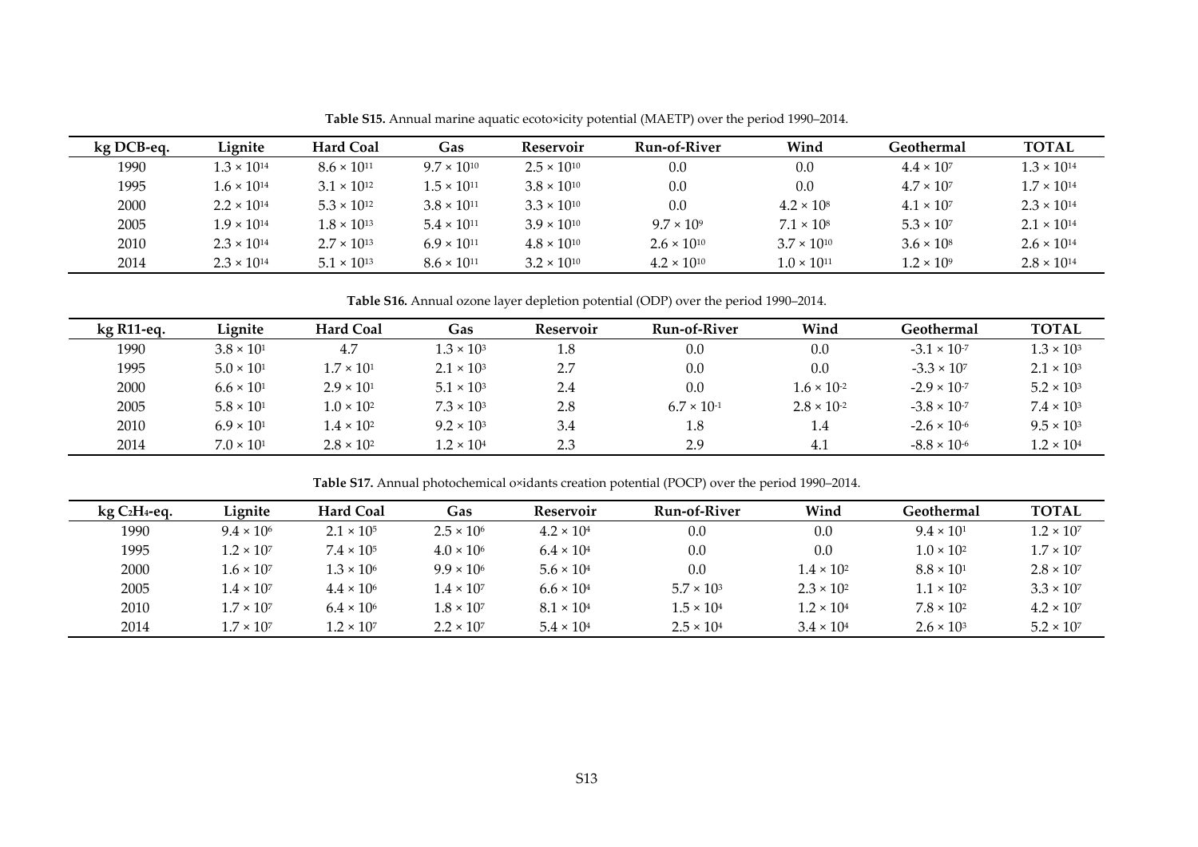**Table S15.** Annual marine aquatic ecotoxicity potential (MAETP) over the period 1990–2014.

| kg DCB-eq. | Lignite | Hard Coal | Gas | Reservoir | Run-of-River | Wind | Geothermal | TOTAL |
|---|---|---|---|---|---|---|---|---|
| 1990 | $1.3 \times 10^{14}$ | $8.6 \times 10^{11}$ | $9.7 \times 10^{10}$ | $2.5 \times 10^{10}$ | 0.0 | 0.0 | $4.4 \times 10^{7}$ | $1.3 \times 10^{14}$ |
| 1995 | $1.6 \times 10^{14}$ | $3.1 \times 10^{12}$ | $1.5 \times 10^{11}$ | $3.8 \times 10^{10}$ | 0.0 | 0.0 | $4.7 \times 10^{7}$ | $1.7 \times 10^{14}$ |
| 2000 | $2.2 \times 10^{14}$ | $5.3 \times 10^{12}$ | $3.8 \times 10^{11}$ | $3.3 \times 10^{10}$ | 0.0 | $4.2 \times 10^{8}$ | $4.1 \times 10^{7}$ | $2.3 \times 10^{14}$ |
| 2005 | $1.9 \times 10^{14}$ | $1.8 \times 10^{13}$ | $5.4 \times 10^{11}$ | $3.9 \times 10^{10}$ | $9.7 \times 10^{9}$ | $7.1 \times 10^{8}$ | $5.3 \times 10^{7}$ | $2.1 \times 10^{14}$ |
| 2010 | $2.3 \times 10^{14}$ | $2.7 \times 10^{13}$ | $6.9 \times 10^{11}$ | $4.8 \times 10^{10}$ | $2.6 \times 10^{10}$ | $3.7 \times 10^{10}$ | $3.6 \times 10^{8}$ | $2.6 \times 10^{14}$ |
| 2014 | $2.3 \times 10^{14}$ | $5.1 \times 10^{13}$ | $8.6 \times 10^{11}$ | $3.2 \times 10^{10}$ | $4.2 \times 10^{10}$ | $1.0 \times 10^{11}$ | $1.2 \times 10^{9}$ | $2.8 \times 10^{14}$ |

**Table S16.** Annual ozone layer depletion potential (ODP) over the period 1990–2014.

| kg R11-eq. | Lignite | Hard Coal | Gas | Reservoir | Run-of-River | Wind | Geothermal | TOTAL |
|---|---|---|---|---|---|---|---|---|
| 1990 | $3.8 \times 10^{1}$ | 4.7 | $1.3 \times 10^{3}$ | 1.8 | 0.0 | 0.0 | $-3.1 \times 10^{-7}$ | $1.3 \times 10^{3}$ |
| 1995 | $5.0 \times 10^{1}$ | $1.7 \times 10^{1}$ | $2.1 \times 10^{3}$ | 2.7 | 0.0 | 0.0 | $-3.3 \times 10^{7}$ | $2.1 \times 10^{3}$ |
| 2000 | $6.6 \times 10^{1}$ | $2.9 \times 10^{1}$ | $5.1 \times 10^{3}$ | 2.4 | 0.0 | $1.6 \times 10^{-2}$ | $-2.9 \times 10^{-7}$ | $5.2 \times 10^{3}$ |
| 2005 | $5.8 \times 10^{1}$ | $1.0 \times 10^{2}$ | $7.3 \times 10^{3}$ | 2.8 | $6.7 \times 10^{-1}$ | $2.8 \times 10^{-2}$ | $-3.8 \times 10^{-7}$ | $7.4 \times 10^{3}$ |
| 2010 | $6.9 \times 10^{1}$ | $1.4 \times 10^{2}$ | $9.2 \times 10^{3}$ | 3.4 | 1.8 | 1.4 | $-2.6 \times 10^{-6}$ | $9.5 \times 10^{3}$ |
| 2014 | $7.0 \times 10^{1}$ | $2.8 \times 10^{2}$ | $1.2 \times 10^{4}$ | 2.3 | 2.9 | 4.1 | $-8.8 \times 10^{-6}$ | $1.2 \times 10^{4}$ |

**Table S17.** Annual photochemical oxidants creation potential (POCP) over the period 1990–2014.

| kg $C_2H_4$-eq. | Lignite | Hard Coal | Gas | Reservoir | Run-of-River | Wind | Geothermal | TOTAL |
|---|---|---|---|---|---|---|---|---|
| 1990 | $9.4 \times 10^{6}$ | $2.1 \times 10^{5}$ | $2.5 \times 10^{6}$ | $4.2 \times 10^{4}$ | 0.0 | 0.0 | $9.4 \times 10^{1}$ | $1.2 \times 10^{7}$ |
| 1995 | $1.2 \times 10^{7}$ | $7.4 \times 10^{5}$ | $4.0 \times 10^{6}$ | $6.4 \times 10^{4}$ | 0.0 | 0.0 | $1.0 \times 10^{2}$ | $1.7 \times 10^{7}$ |
| 2000 | $1.6 \times 10^{7}$ | $1.3 \times 10^{6}$ | $9.9 \times 10^{6}$ | $5.6 \times 10^{4}$ | 0.0 | $1.4 \times 10^{2}$ | $8.8 \times 10^{1}$ | $2.8 \times 10^{7}$ |
| 2005 | $1.4 \times 10^{7}$ | $4.4 \times 10^{6}$ | $1.4 \times 10^{7}$ | $6.6 \times 10^{4}$ | $5.7 \times 10^{3}$ | $2.3 \times 10^{2}$ | $1.1 \times 10^{2}$ | $3.3 \times 10^{7}$ |
| 2010 | $1.7 \times 10^{7}$ | $6.4 \times 10^{6}$ | $1.8 \times 10^{7}$ | $8.1 \times 10^{4}$ | $1.5 \times 10^{4}$ | $1.2 \times 10^{4}$ | $7.8 \times 10^{2}$ | $4.2 \times 10^{7}$ |
| 2014 | $1.7 \times 10^{7}$ | $1.2 \times 10^{7}$ | $2.2 \times 10^{7}$ | $5.4 \times 10^{4}$ | $2.5 \times 10^{4}$ | $3.4 \times 10^{4}$ | $2.6 \times 10^{3}$ | $5.2 \times 10^{7}$ |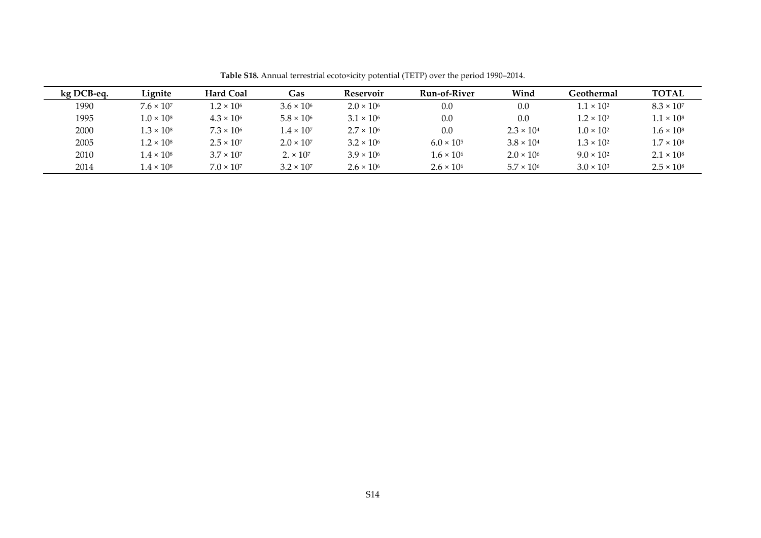**Table S18.** Annual terrestrial ecotoxicity potential (TETP) over the period 1990–2014.

| kg DCB-eq. | Lignite | Hard Coal | Gas | Reservoir | Run-of-River | Wind | Geothermal | TOTAL |
|---|---|---|---|---|---|---|---|---|
| 1990 | $7.6 \times 10^7$ | $1.2 \times 10^6$ | $3.6 \times 10^6$ | $2.0 \times 10^6$ | 0.0 | 0.0 | $1.1 \times 10^2$ | $8.3 \times 10^7$ |
| 1995 | $1.0 \times 10^8$ | $4.3 \times 10^6$ | $5.8 \times 10^6$ | $3.1 \times 10^6$ | 0.0 | 0.0 | $1.2 \times 10^2$ | $1.1 \times 10^8$ |
| 2000 | $1.3 \times 10^8$ | $7.3 \times 10^6$ | $1.4 \times 10^7$ | $2.7 \times 10^6$ | 0.0 | $2.3 \times 10^4$ | $1.0 \times 10^2$ | $1.6 \times 10^8$ |
| 2005 | $1.2 \times 10^8$ | $2.5 \times 10^7$ | $2.0 \times 10^7$ | $3.2 \times 10^6$ | $6.0 \times 10^5$ | $3.8 \times 10^4$ | $1.3 \times 10^2$ | $1.7 \times 10^8$ |
| 2010 | $1.4 \times 10^8$ | $3.7 \times 10^7$ | $2. \times 10^7$ | $3.9 \times 10^6$ | $1.6 \times 10^6$ | $2.0 \times 10^6$ | $9.0 \times 10^2$ | $2.1 \times 10^8$ |
| 2014 | $1.4 \times 10^8$ | $7.0 \times 10^7$ | $3.2 \times 10^7$ | $2.6 \times 10^6$ | $2.6 \times 10^6$ | $5.7 \times 10^6$ | $3.0 \times 10^3$ | $2.5 \times 10^8$ |